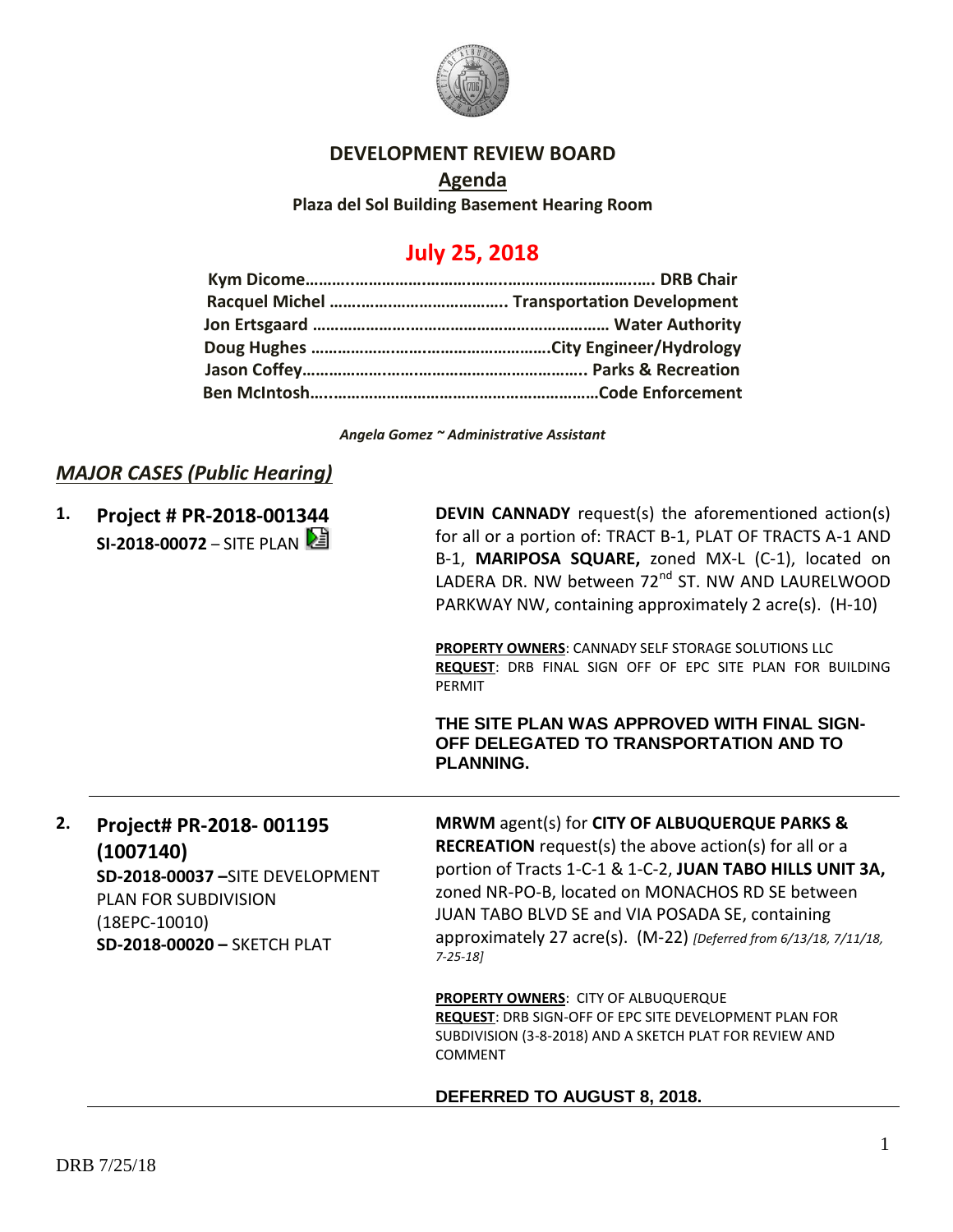# DEVELOPMENT REVIEW BOARD

## Agenda

**Plaza del Sol Building Basement Hearing Room**

## July 25, 2018

**Kym Dicome……………………………………………………………. DRB Chair**
**Racquel Michel ………………………………… Transportation Development**
**Jon Ertsgaard ………………………………………………………… Water Authority**
**Doug Hughes ……………………………………………City Engineer/Hydrology**
**Jason Coffey……………………………………………………….. Parks & Recreation**
**Ben McIntosh……………………………………………………Code Enforcement**

*Angela Gomez ~ Administrative Assistant*

## *MAJOR CASES (Public Hearing)*

**1. Project # PR-2018-001344**
**SI-2018-00072** – SITE PLAN

**DEVIN CANNADY** request(s) the aforementioned action(s) for all or a portion of: TRACT B-1, PLAT OF TRACTS A-1 AND B-1, **MARIPOSA SQUARE,** zoned MX-L (C-1), located on LADERA DR. NW between $72^{nd}$ ST. NW AND LAURELWOOD PARKWAY NW, containing approximately 2 acre(s). (H-10)

**PROPERTY OWNERS**: CANNADY SELF STORAGE SOLUTIONS LLC
**REQUEST**: DRB FINAL SIGN OFF OF EPC SITE PLAN FOR BUILDING PERMIT

**THE SITE PLAN WAS APPROVED WITH FINAL SIGN-OFF DELEGATED TO TRANSPORTATION AND TO PLANNING.**

---

**2. Project# PR-2018- 001195 (1007140)**
**SD-2018-00037** –SITE DEVELOPMENT PLAN FOR SUBDIVISION (18EPC-10010)
**SD-2018-00020 –** SKETCH PLAT

**MRWM** agent(s) for **CITY OF ALBUQUERQUE PARKS & RECREATION** request(s) the above action(s) for all or a portion of Tracts 1-C-1 & 1-C-2, **JUAN TABO HILLS UNIT 3A,** zoned NR-PO-B, located on MONACHOS RD SE between JUAN TABO BLVD SE and VIA POSADA SE, containing approximately 27 acre(s). (M-22) *[Deferred from 6/13/18, 7/11/18, 7-25-18]*

**PROPERTY OWNERS**: CITY OF ALBUQUERQUE
**REQUEST**: DRB SIGN-OFF OF EPC SITE DEVELOPMENT PLAN FOR SUBDIVISION (3-8-2018) AND A SKETCH PLAT FOR REVIEW AND COMMENT

**DEFERRED TO AUGUST 8, 2018.**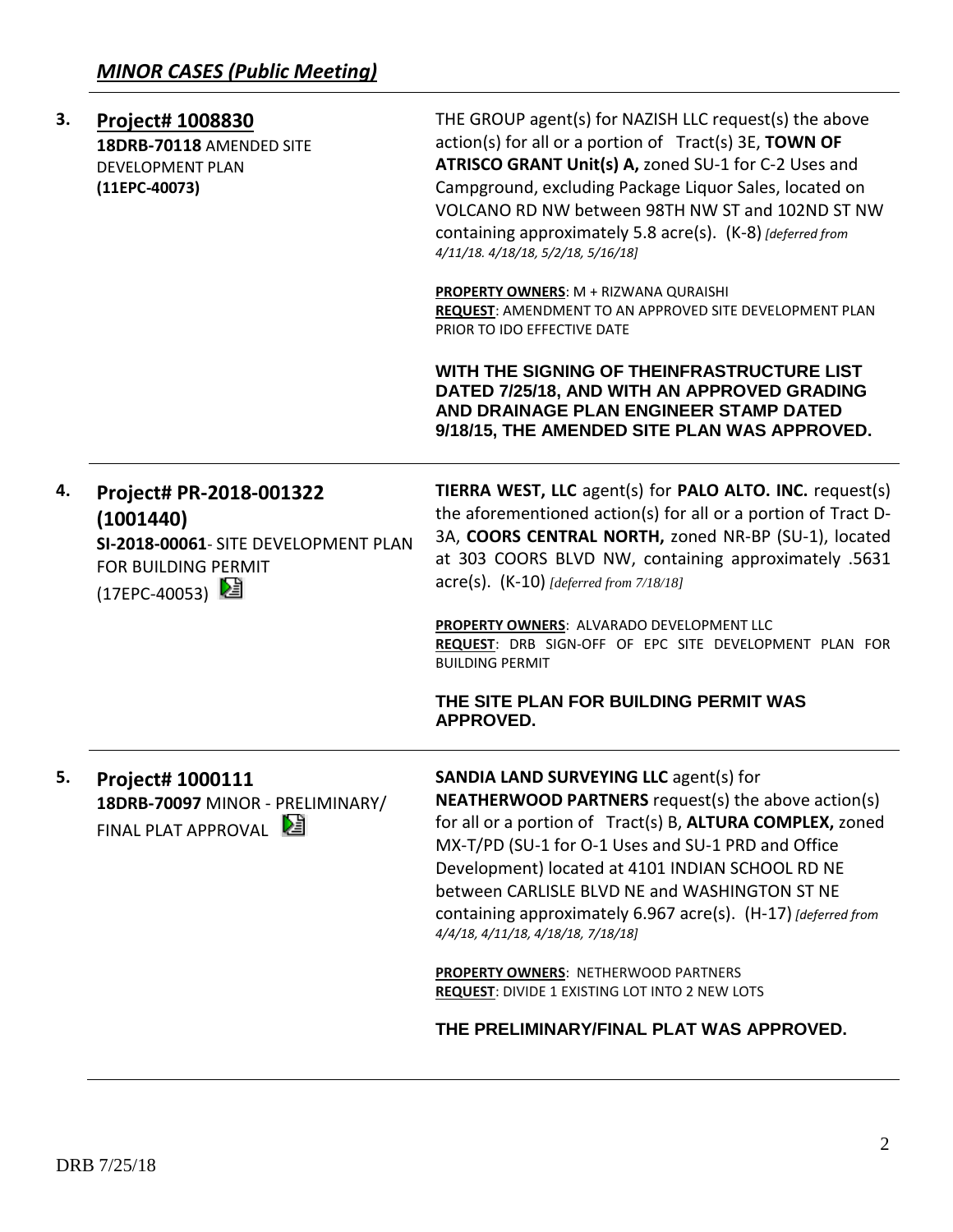## *MINOR CASES (Public Meeting)*

**3. Project# 1008830**
**18DRB-70118** AMENDED SITE DEVELOPMENT PLAN
**(11EPC-40073)**

THE GROUP agent(s) for NAZISH LLC request(s) the above action(s) for all or a portion of Tract(s) 3E, **TOWN OF ATRISCO GRANT Unit(s) A,** zoned SU-1 for C-2 Uses and Campground, excluding Package Liquor Sales, located on VOLCANO RD NW between 98TH NW ST and 102ND ST NW containing approximately 5.8 acre(s). (K-8) *[deferred from 4/11/18. 4/18/18, 5/2/18, 5/16/18]*

**PROPERTY OWNERS**: M + RIZWANA QURAISHI
**REQUEST**: AMENDMENT TO AN APPROVED SITE DEVELOPMENT PLAN PRIOR TO IDO EFFECTIVE DATE

**WITH THE SIGNING OF THEINFRASTRUCTURE LIST DATED 7/25/18, AND WITH AN APPROVED GRADING AND DRAINAGE PLAN ENGINEER STAMP DATED 9/18/15, THE AMENDED SITE PLAN WAS APPROVED.**

---

**4. Project# PR-2018-001322 (1001440)**
**SI-2018-00061**- SITE DEVELOPMENT PLAN FOR BUILDING PERMIT
(17EPC-40053)

**TIERRA WEST, LLC** agent(s) for **PALO ALTO. INC.** request(s) the aforementioned action(s) for all or a portion of Tract D-3A, **COORS CENTRAL NORTH,** zoned NR-BP (SU-1), located at 303 COORS BLVD NW, containing approximately .5631 acre(s). (K-10) *[deferred from 7/18/18]*

**PROPERTY OWNERS**: ALVARADO DEVELOPMENT LLC
**REQUEST**: DRB SIGN-OFF OF EPC SITE DEVELOPMENT PLAN FOR BUILDING PERMIT

**THE SITE PLAN FOR BUILDING PERMIT WAS APPROVED.**

---

**5. Project# 1000111**
**18DRB-70097** MINOR - PRELIMINARY/ FINAL PLAT APPROVAL

**SANDIA LAND SURVEYING LLC** agent(s) for **NEATHERWOOD PARTNERS** request(s) the above action(s) for all or a portion of Tract(s) B, **ALTURA COMPLEX,** zoned MX-T/PD (SU-1 for O-1 Uses and SU-1 PRD and Office Development) located at 4101 INDIAN SCHOOL RD NE between CARLISLE BLVD NE and WASHINGTON ST NE containing approximately 6.967 acre(s). (H-17) *[deferred from 4/4/18, 4/11/18, 4/18/18, 7/18/18]*

**PROPERTY OWNERS**: NETHERWOOD PARTNERS
**REQUEST**: DIVIDE 1 EXISTING LOT INTO 2 NEW LOTS

**THE PRELIMINARY/FINAL PLAT WAS APPROVED.**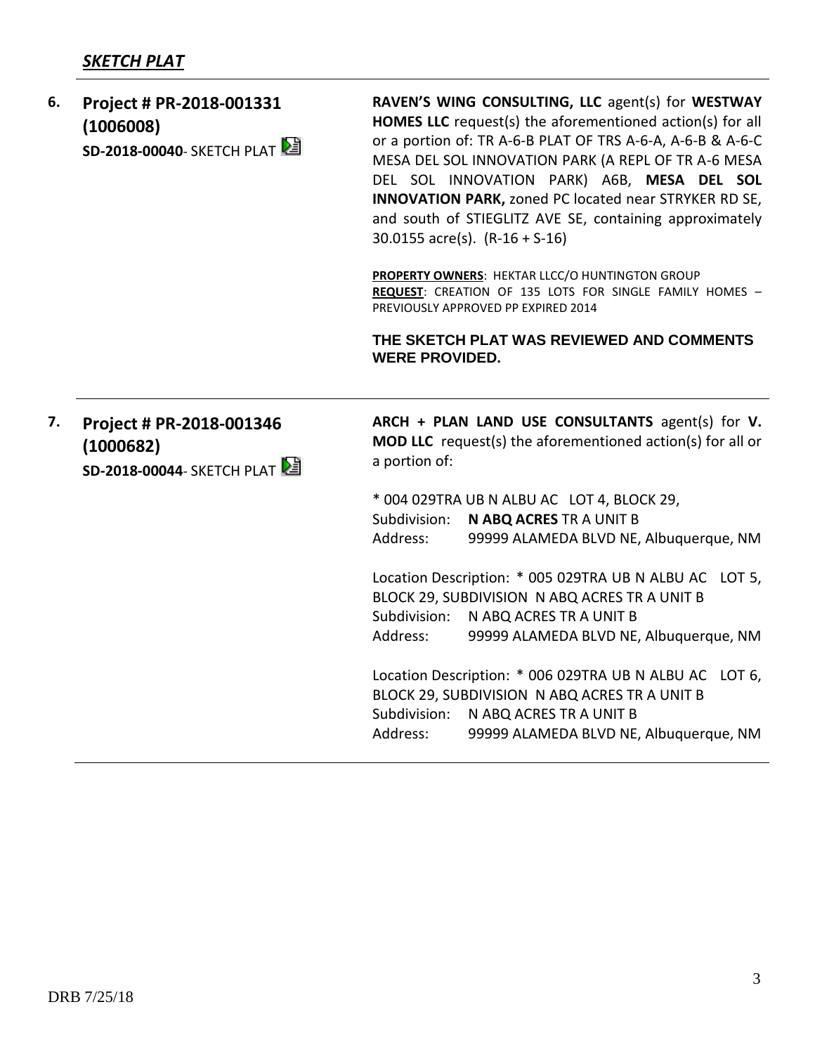## ***SKETCH PLAT***

**6. Project # PR-2018-001331 (1006008)**
**SD-2018-00040**- SKETCH PLAT

**RAVEN'S WING CONSULTING, LLC** agent(s) for **WESTWAY HOMES LLC** request(s) the aforementioned action(s) for all or a portion of: TR A-6-B PLAT OF TRS A-6-A, A-6-B & A-6-C MESA DEL SOL INNOVATION PARK (A REPL OF TR A-6 MESA DEL SOL INNOVATION PARK) A6B, **MESA DEL SOL INNOVATION PARK,** zoned PC located near STRYKER RD SE, and south of STIEGLITZ AVE SE, containing approximately 30.0155 acre(s). (R-16 + S-16)

**PROPERTY OWNERS**: HEKTAR LLCC/O HUNTINGTON GROUP
**REQUEST**: CREATION OF 135 LOTS FOR SINGLE FAMILY HOMES – PREVIOUSLY APPROVED PP EXPIRED 2014

**THE SKETCH PLAT WAS REVIEWED AND COMMENTS WERE PROVIDED.**

---

**7. Project # PR-2018-001346 (1000682)**
**SD-2018-00044**- SKETCH PLAT

**ARCH + PLAN LAND USE CONSULTANTS** agent(s) for **V. MOD LLC** request(s) the aforementioned action(s) for all or a portion of:

* 004 029TRA UB N ALBU AC LOT 4, BLOCK 29,
Subdivision: **N ABQ ACRES** TR A UNIT B
Address: 99999 ALAMEDA BLVD NE, Albuquerque, NM

Location Description: * 005 029TRA UB N ALBU AC LOT 5, BLOCK 29, SUBDIVISION N ABQ ACRES TR A UNIT B
Subdivision: N ABQ ACRES TR A UNIT B
Address: 99999 ALAMEDA BLVD NE, Albuquerque, NM

Location Description: * 006 029TRA UB N ALBU AC LOT 6, BLOCK 29, SUBDIVISION N ABQ ACRES TR A UNIT B
Subdivision: N ABQ ACRES TR A UNIT B
Address: 99999 ALAMEDA BLVD NE, Albuquerque, NM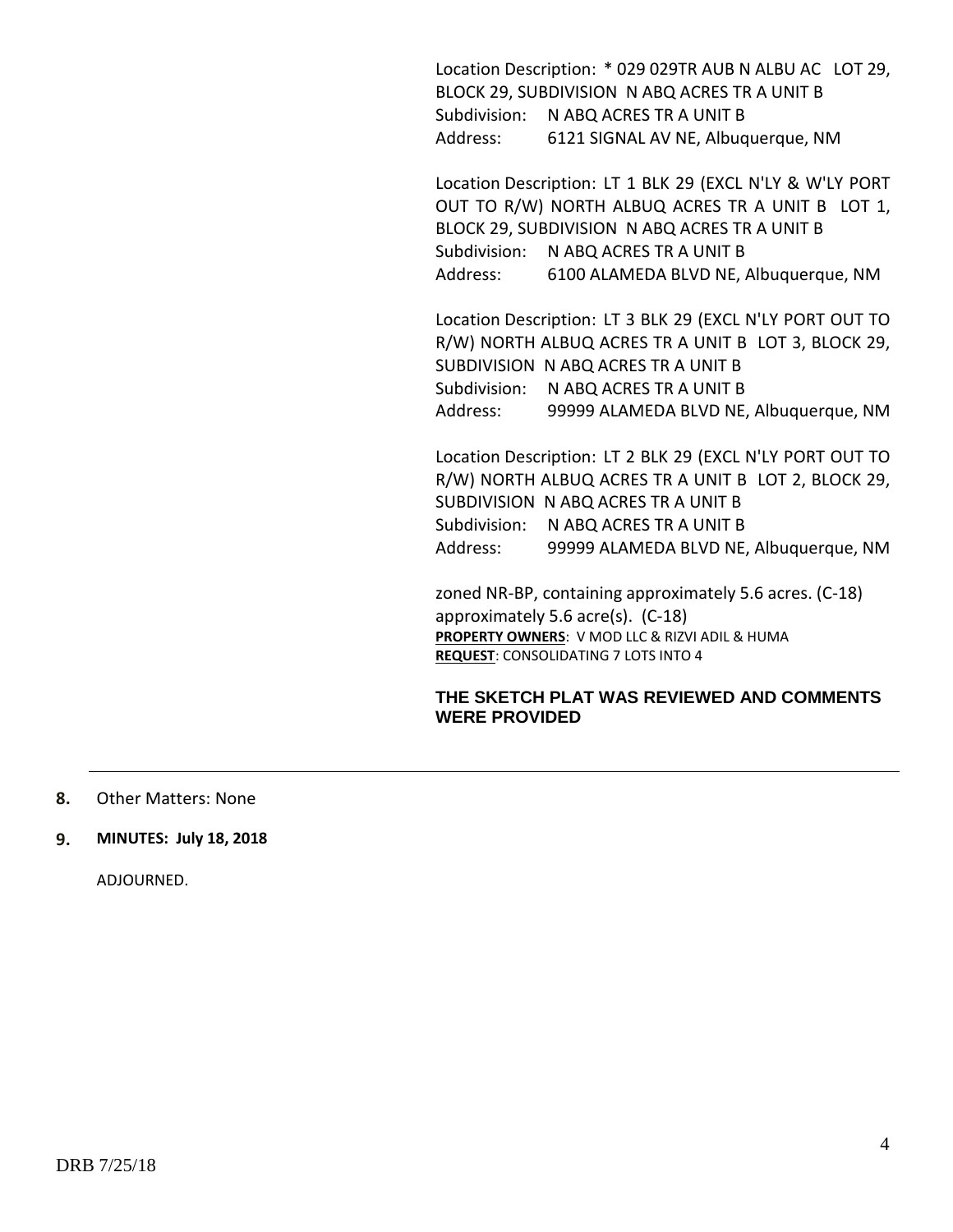Location Description: * 029 029TR AUB N ALBU AC LOT 29, BLOCK 29, SUBDIVISION N ABQ ACRES TR A UNIT B
Subdivision: N ABQ ACRES TR A UNIT B
Address: 6121 SIGNAL AV NE, Albuquerque, NM

Location Description: LT 1 BLK 29 (EXCL N'LY & W'LY PORT OUT TO R/W) NORTH ALBUQ ACRES TR A UNIT B LOT 1, BLOCK 29, SUBDIVISION N ABQ ACRES TR A UNIT B
Subdivision: N ABQ ACRES TR A UNIT B
Address: 6100 ALAMEDA BLVD NE, Albuquerque, NM

Location Description: LT 3 BLK 29 (EXCL N'LY PORT OUT TO R/W) NORTH ALBUQ ACRES TR A UNIT B LOT 3, BLOCK 29, SUBDIVISION N ABQ ACRES TR A UNIT B
Subdivision: N ABQ ACRES TR A UNIT B
Address: 99999 ALAMEDA BLVD NE, Albuquerque, NM

Location Description: LT 2 BLK 29 (EXCL N'LY PORT OUT TO R/W) NORTH ALBUQ ACRES TR A UNIT B LOT 2, BLOCK 29, SUBDIVISION N ABQ ACRES TR A UNIT B
Subdivision: N ABQ ACRES TR A UNIT B
Address: 99999 ALAMEDA BLVD NE, Albuquerque, NM

zoned NR-BP, containing approximately 5.6 acres. (C-18) approximately 5.6 acre(s). (C-18)
**PROPERTY OWNERS**: V MOD LLC & RIZVI ADIL & HUMA
**REQUEST**: CONSOLIDATING 7 LOTS INTO 4

**THE SKETCH PLAT WAS REVIEWED AND COMMENTS WERE PROVIDED**

---

**8.** Other Matters: None

**9. MINUTES: July 18, 2018**

ADJOURNED.

DRB 7/25/18